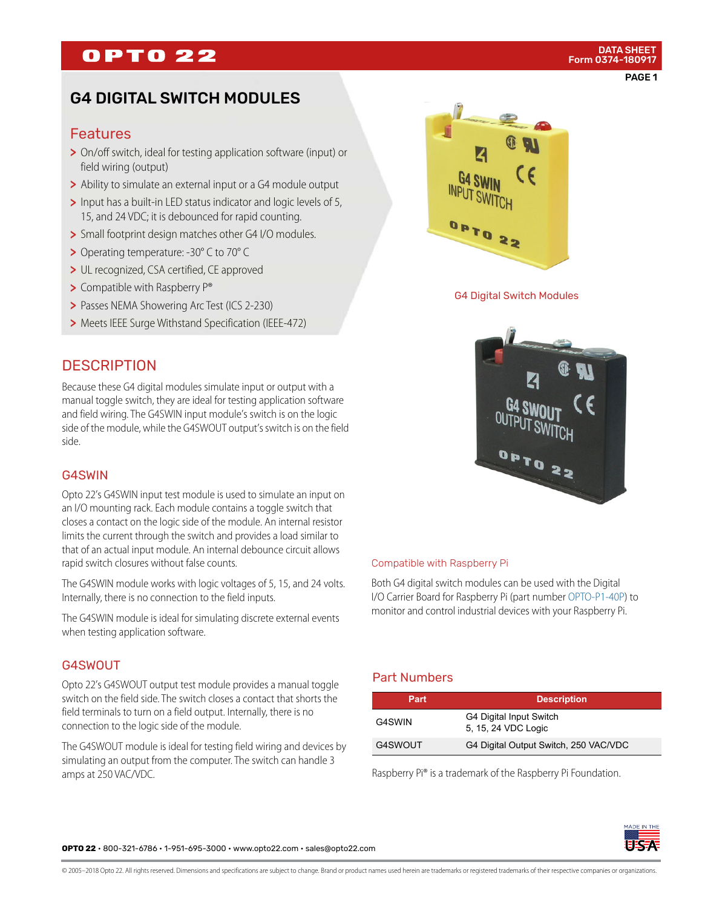# G4 DIGITAL SWITCH MODULES

## Features

- On/off switch, ideal for testing application software (input) or field wiring (output)
- Ability to simulate an external input or a G4 module output
- Input has a built-in LED status indicator and logic levels of 5, 15, and 24 VDC; it is debounced for rapid counting.
- Small footprint design matches other G4 I/O modules.
- Operating temperature: -30° C to 70° C
- UL recognized, CSA certified, CE approved
- Compatible with Raspberry P®
- Passes NEMA Showering Arc Test (ICS 2-230)
- Meets IEEE Surge Withstand Specification (IEEE-472)

G4 Digital Switch Modules

## DESCRIPTION

Because these G4 digital modules simulate input or output with a manual toggle switch, they are ideal for testing application software and field wiring. The G4SWIN input module's switch is on the logic side of the module, while the G4SWOUT output's switch is on the field side.

### G4SWIN

Opto 22's G4SWIN input test module is used to simulate an input on an I/O mounting rack. Each module contains a toggle switch that closes a contact on the logic side of the module. An internal resistor limits the current through the switch and provides a load similar to that of an actual input module. An internal debounce circuit allows rapid switch closures without false counts.

The G4SWIN module works with logic voltages of 5, 15, and 24 volts. Internally, there is no connection to the field inputs.

The G4SWIN module is ideal for simulating discrete external events when testing application software.

### G4SWOUT

Opto 22's G4SWOUT output test module provides a manual toggle switch on the field side. The switch closes a contact that shorts the field terminals to turn on a field output. Internally, there is no connection to the logic side of the module.

The G4SWOUT module is ideal for testing field wiring and devices by simulating an output from the computer. The switch can handle 3 amps at 250 VAC/VDC.

### Compatible with Raspberry Pi

Both G4 digital switch modules can be used with the Digital I/O Carrier Board for Raspberry Pi (part number OPTO-P1-40P) to monitor and control industrial devices with your Raspberry Pi.

## Part Numbers

| Part | Description |
|---|---|
| G4SWIN | G4 Digital Input Switch<br>5, 15, 24 VDC Logic |
| G4SWOUT | G4 Digital Output Switch, 250 VAC/VDC |

Raspberry Pi® is a trademark of the Raspberry Pi Foundation.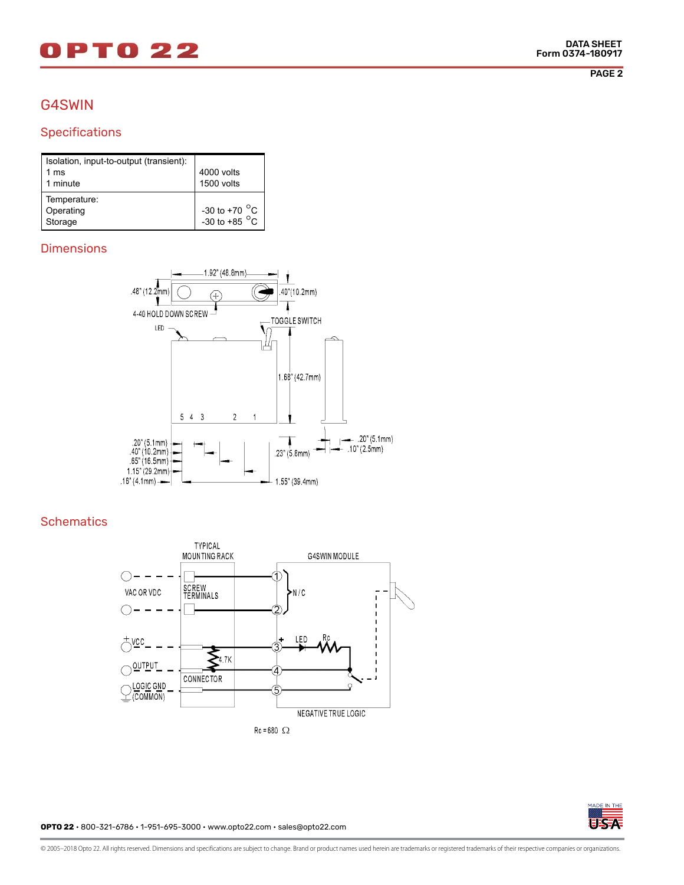# G4SWIN

## Specifications

| Isolation, input-to-output (transient): | |
|---|---|
| 1 ms | 4000 volts |
| 1 minute | 1500 volts |
| Temperature: | |
| Operating | -30 to +70 °C |
| Storage | -30 to +85 °C |

## Dimensions

## Schematics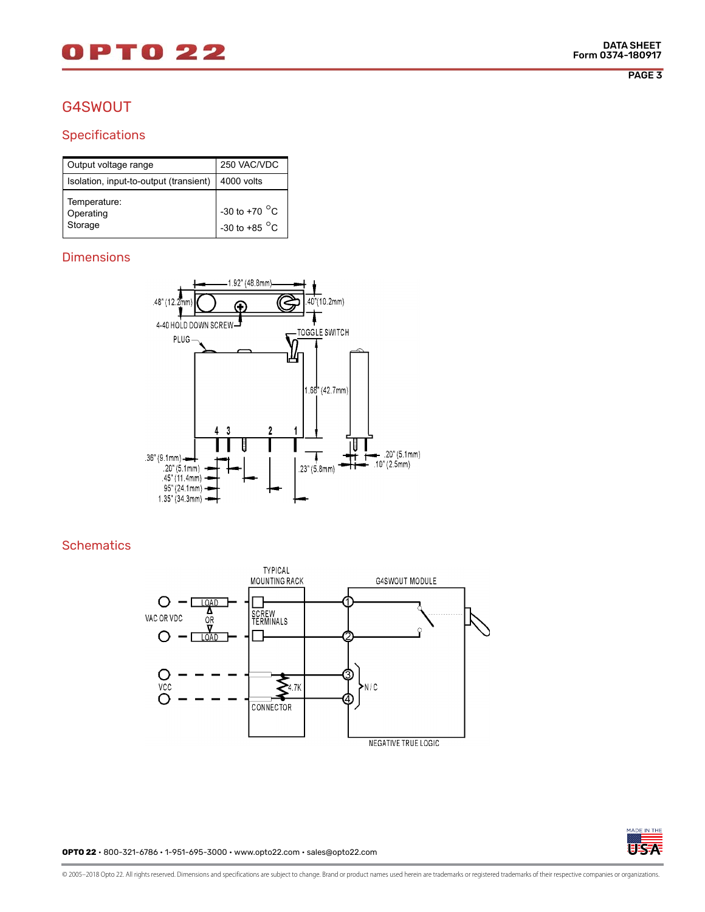## G4SWOUT

### Specifications

| Output voltage range | 250 VAC/VDC |
|---|---|
| Isolation, input-to-output (transient) | 4000 volts |
| Temperature:<br>Operating<br>Storage | <br>-30 to +70 °C<br>-30 to +85 °C |

### Dimensions

### Schematics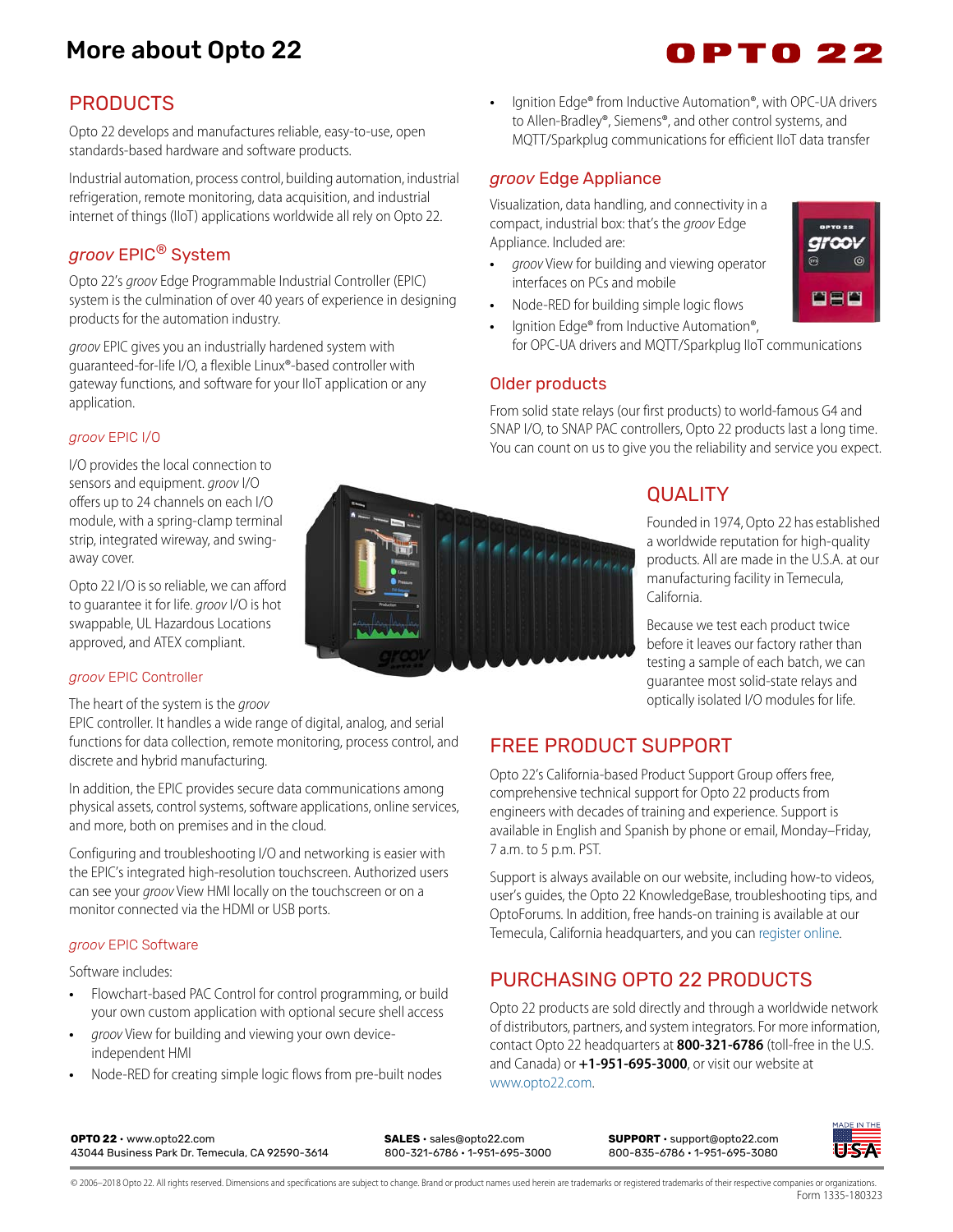# More about Opto 22

## PRODUCTS

Opto 22 develops and manufactures reliable, easy-to-use, open standards-based hardware and software products.

Industrial automation, process control, building automation, industrial refrigeration, remote monitoring, data acquisition, and industrial internet of things (IIoT) applications worldwide all rely on Opto 22.

### *groov* EPIC® System

Opto 22's *groov* Edge Programmable Industrial Controller (EPIC) system is the culmination of over 40 years of experience in designing products for the automation industry.

*groov* EPIC gives you an industrially hardened system with guaranteed-for-life I/O, a flexible Linux®-based controller with gateway functions, and software for your IIoT application or any application.

#### *groov* EPIC I/O

I/O provides the local connection to sensors and equipment. *groov* I/O offers up to 24 channels on each I/O module, with a spring-clamp terminal strip, integrated wireway, and swing-away cover.

Opto 22 I/O is so reliable, we can afford to guarantee it for life. *groov* I/O is hot swappable, UL Hazardous Locations approved, and ATEX compliant.

#### *groov* EPIC Controller

The heart of the system is the *groov* EPIC controller. It handles a wide range of digital, analog, and serial functions for data collection, remote monitoring, process control, and discrete and hybrid manufacturing.

In addition, the EPIC provides secure data communications among physical assets, control systems, software applications, online services, and more, both on premises and in the cloud.

Configuring and troubleshooting I/O and networking is easier with the EPIC's integrated high-resolution touchscreen. Authorized users can see your *groov* View HMI locally on the touchscreen or on a monitor connected via the HDMI or USB ports.

#### *groov* EPIC Software

Software includes:

- Flowchart-based PAC Control for control programming, or build your own custom application with optional secure shell access
- *groov* View for building and viewing your own device-independent HMI
- Node-RED for creating simple logic flows from pre-built nodes
- Ignition Edge® from Inductive Automation®, with OPC-UA drivers to Allen-Bradley®, Siemens®, and other control systems, and MQTT/Sparkplug communications for efficient IIoT data transfer

### *groov* Edge Appliance

Visualization, data handling, and connectivity in a compact, industrial box: that's the *groov* Edge Appliance. Included are:

- *groov* View for building and viewing operator interfaces on PCs and mobile
- Node-RED for building simple logic flows
- Ignition Edge® from Inductive Automation®, for OPC-UA drivers and MQTT/Sparkplug IIoT communications

### Older products

From solid state relays (our first products) to world-famous G4 and SNAP I/O, to SNAP PAC controllers, Opto 22 products last a long time. You can count on us to give you the reliability and service you expect.

## QUALITY

Founded in 1974, Opto 22 has established a worldwide reputation for high-quality products. All are made in the U.S.A. at our manufacturing facility in Temecula, California.

Because we test each product twice before it leaves our factory rather than testing a sample of each batch, we can guarantee most solid-state relays and optically isolated I/O modules for life.

## FREE PRODUCT SUPPORT

Opto 22's California-based Product Support Group offers free, comprehensive technical support for Opto 22 products from engineers with decades of training and experience. Support is available in English and Spanish by phone or email, Monday–Friday, 7 a.m. to 5 p.m. PST.

Support is always available on our website, including how-to videos, user's guides, the Opto 22 KnowledgeBase, troubleshooting tips, and OptoForums. In addition, free hands-on training is available at our Temecula, California headquarters, and you can register online.

## PURCHASING OPTO 22 PRODUCTS

Opto 22 products are sold directly and through a worldwide network of distributors, partners, and system integrators. For more information, contact Opto 22 headquarters at **800-321-6786** (toll-free in the U.S. and Canada) or **+1-951-695-3000**, or visit our website at www.opto22.com.

**OPTO 22** · www.opto22.com
43044 Business Park Dr. Temecula, CA 92590-3614

**SALES** · sales@opto22.com
800-321-6786 · 1-951-695-3000

**SUPPORT** · support@opto22.com
800-835-6786 · 1-951-695-3080

MADE IN THE USA

© 2006–2018 Opto 22. All rights reserved. Dimensions and specifications are subject to change. Brand or product names used herein are trademarks or registered trademarks of their respective companies or organizations.
Form 1335-180323